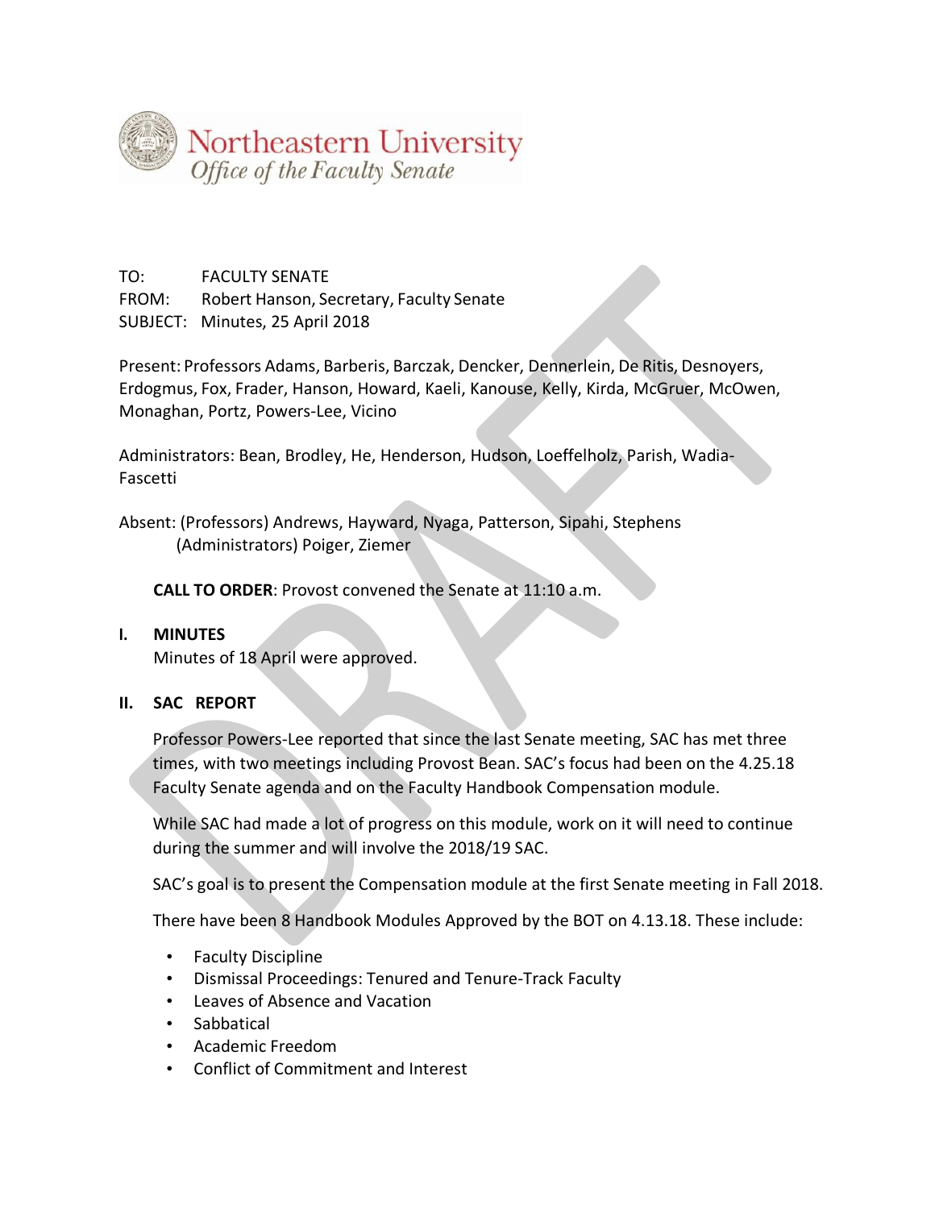Northeastern University
*Office of the Faculty Senate*

TO: FACULTY SENATE
FROM: Robert Hanson, Secretary, Faculty Senate
SUBJECT: Minutes, 25 April 2018

Present: Professors Adams, Barberis, Barczak, Dencker, Dennerlein, De Ritis, Desnoyers, Erdogmus, Fox, Frader, Hanson, Howard, Kaeli, Kanouse, Kelly, Kirda, McGruer, McOwen, Monaghan, Portz, Powers-Lee, Vicino

Administrators: Bean, Brodley, He, Henderson, Hudson, Loeffelholz, Parish, Wadia-Fascetti

Absent: (Professors) Andrews, Hayward, Nyaga, Patterson, Sipahi, Stephens
(Administrators) Poiger, Ziemer

**CALL TO ORDER**: Provost convened the Senate at 11:10 a.m.

## I. MINUTES

Minutes of 18 April were approved.

## II. SAC REPORT

Professor Powers-Lee reported that since the last Senate meeting, SAC has met three times, with two meetings including Provost Bean. SAC's focus had been on the 4.25.18 Faculty Senate agenda and on the Faculty Handbook Compensation module.

While SAC had made a lot of progress on this module, work on it will need to continue during the summer and will involve the 2018/19 SAC.

SAC's goal is to present the Compensation module at the first Senate meeting in Fall 2018.

There have been 8 Handbook Modules Approved by the BOT on 4.13.18. These include:

- Faculty Discipline
- Dismissal Proceedings: Tenured and Tenure-Track Faculty
- Leaves of Absence and Vacation
- Sabbatical
- Academic Freedom
- Conflict of Commitment and Interest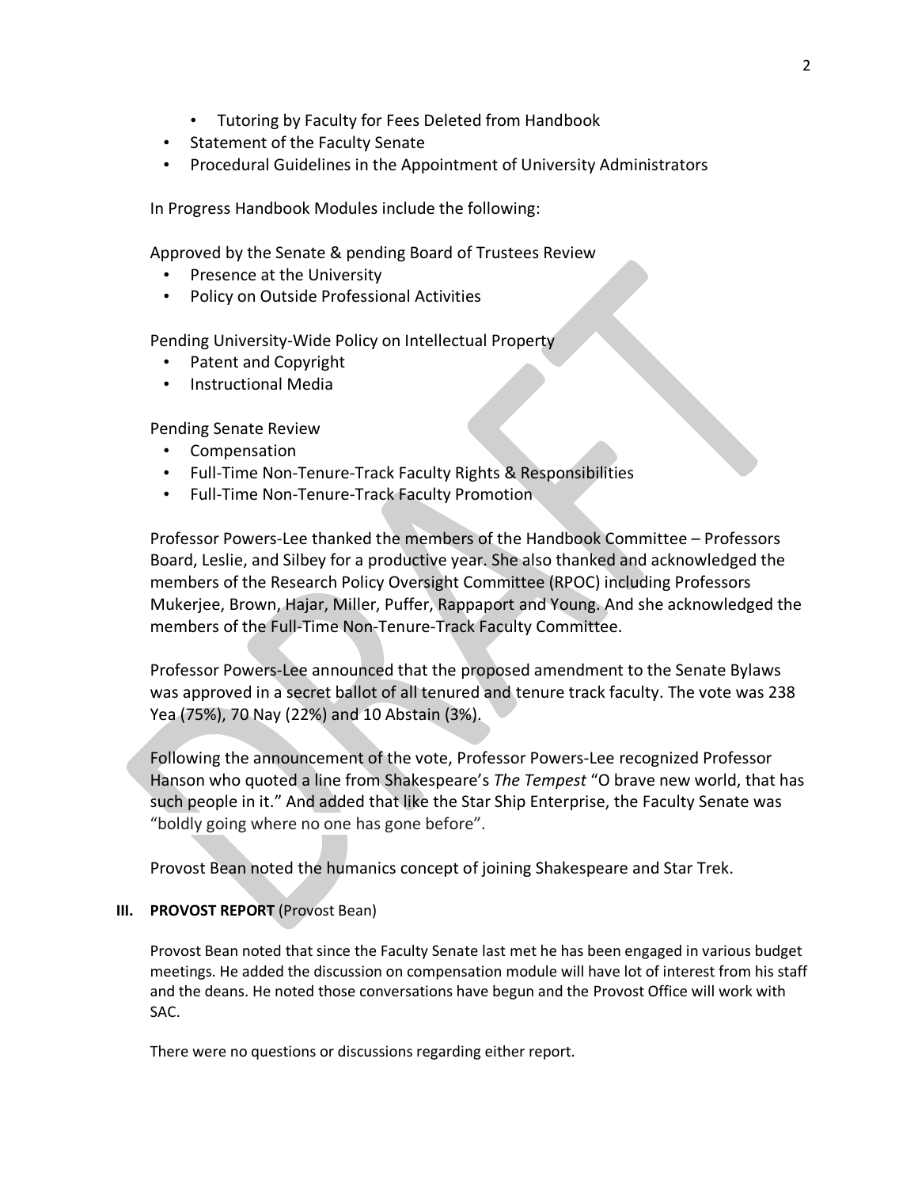- Tutoring by Faculty for Fees Deleted from Handbook
- Statement of the Faculty Senate
- Procedural Guidelines in the Appointment of University Administrators

In Progress Handbook Modules include the following:

Approved by the Senate & pending Board of Trustees Review

- Presence at the University
- Policy on Outside Professional Activities

Pending University-Wide Policy on Intellectual Property

- Patent and Copyright
- Instructional Media

Pending Senate Review

- Compensation
- Full-Time Non-Tenure-Track Faculty Rights & Responsibilities
- Full-Time Non-Tenure-Track Faculty Promotion

Professor Powers-Lee thanked the members of the Handbook Committee – Professors Board, Leslie, and Silbey for a productive year. She also thanked and acknowledged the members of the Research Policy Oversight Committee (RPOC) including Professors Mukerjee, Brown, Hajar, Miller, Puffer, Rappaport and Young. And she acknowledged the members of the Full-Time Non-Tenure-Track Faculty Committee.

Professor Powers-Lee announced that the proposed amendment to the Senate Bylaws was approved in a secret ballot of all tenured and tenure track faculty. The vote was 238 Yea (75%), 70 Nay (22%) and 10 Abstain (3%).

Following the announcement of the vote, Professor Powers-Lee recognized Professor Hanson who quoted a line from Shakespeare's *The Tempest* "O brave new world, that has such people in it." And added that like the Star Ship Enterprise, the Faculty Senate was "boldly going where no one has gone before".

Provost Bean noted the humanics concept of joining Shakespeare and Star Trek.

## III. PROVOST REPORT (Provost Bean)

Provost Bean noted that since the Faculty Senate last met he has been engaged in various budget meetings. He added the discussion on compensation module will have lot of interest from his staff and the deans. He noted those conversations have begun and the Provost Office will work with SAC.

There were no questions or discussions regarding either report.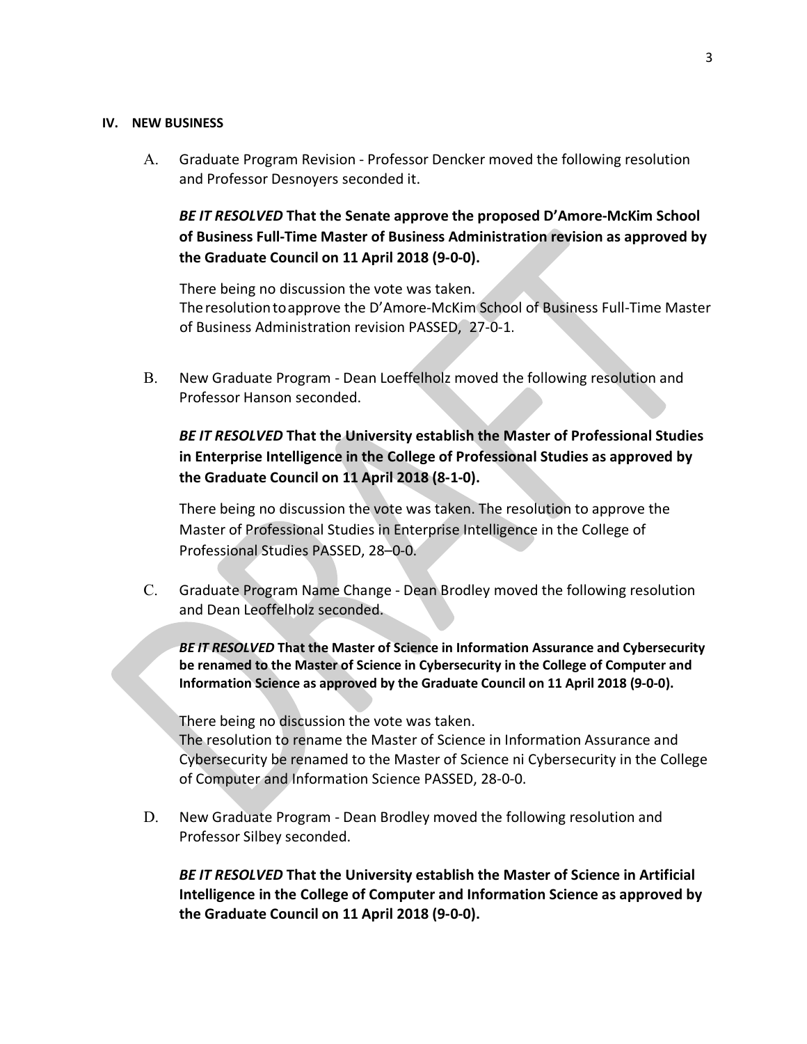## IV. NEW BUSINESS

A. Graduate Program Revision - Professor Dencker moved the following resolution and Professor Desnoyers seconded it.

***BE IT RESOLVED*** **That the Senate approve the proposed D'Amore-McKim School of Business Full-Time Master of Business Administration revision as approved by the Graduate Council on 11 April 2018 (9-0-0).**

There being no discussion the vote was taken.
The resolution to approve the D'Amore-McKim School of Business Full-Time Master of Business Administration revision PASSED, 27-0-1.

B. New Graduate Program - Dean Loeffelholz moved the following resolution and Professor Hanson seconded.

***BE IT RESOLVED*** **That the University establish the Master of Professional Studies in Enterprise Intelligence in the College of Professional Studies as approved by the Graduate Council on 11 April 2018 (8-1-0).**

There being no discussion the vote was taken. The resolution to approve the Master of Professional Studies in Enterprise Intelligence in the College of Professional Studies PASSED, 28–0-0.

C. Graduate Program Name Change - Dean Brodley moved the following resolution and Dean Leoffelholz seconded.

***BE IT RESOLVED*** **That the Master of Science in Information Assurance and Cybersecurity be renamed to the Master of Science in Cybersecurity in the College of Computer and Information Science as approved by the Graduate Council on 11 April 2018 (9-0-0).**

There being no discussion the vote was taken.
The resolution to rename the Master of Science in Information Assurance and Cybersecurity be renamed to the Master of Science ni Cybersecurity in the College of Computer and Information Science PASSED, 28-0-0.

D. New Graduate Program - Dean Brodley moved the following resolution and Professor Silbey seconded.

***BE IT RESOLVED*** **That the University establish the Master of Science in Artificial Intelligence in the College of Computer and Information Science as approved by the Graduate Council on 11 April 2018 (9-0-0).**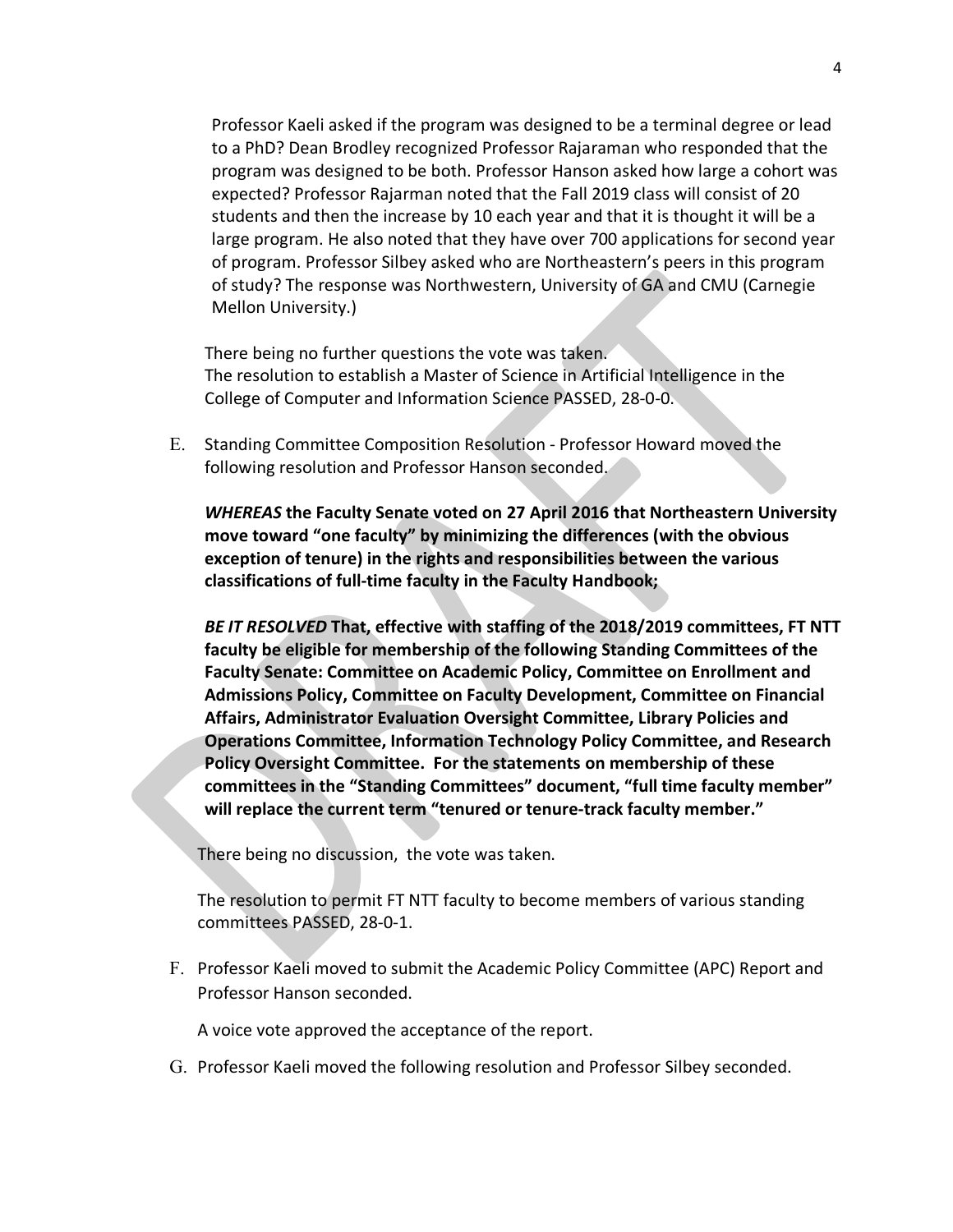Professor Kaeli asked if the program was designed to be a terminal degree or lead to a PhD? Dean Brodley recognized Professor Rajaraman who responded that the program was designed to be both. Professor Hanson asked how large a cohort was expected? Professor Rajarman noted that the Fall 2019 class will consist of 20 students and then the increase by 10 each year and that it is thought it will be a large program. He also noted that they have over 700 applications for second year of program. Professor Silbey asked who are Northeastern's peers in this program of study? The response was Northwestern, University of GA and CMU (Carnegie Mellon University.)

There being no further questions the vote was taken.
The resolution to establish a Master of Science in Artificial Intelligence in the College of Computer and Information Science PASSED, 28-0-0.

E. Standing Committee Composition Resolution - Professor Howard moved the following resolution and Professor Hanson seconded.

***WHEREAS*** **the Faculty Senate voted on 27 April 2016 that Northeastern University move toward "one faculty" by minimizing the differences (with the obvious exception of tenure) in the rights and responsibilities between the various classifications of full-time faculty in the Faculty Handbook;**

***BE IT RESOLVED*** **That, effective with staffing of the 2018/2019 committees, FT NTT faculty be eligible for membership of the following Standing Committees of the Faculty Senate: Committee on Academic Policy, Committee on Enrollment and Admissions Policy, Committee on Faculty Development, Committee on Financial Affairs, Administrator Evaluation Oversight Committee, Library Policies and Operations Committee, Information Technology Policy Committee, and Research Policy Oversight Committee. For the statements on membership of these committees in the "Standing Committees" document, "full time faculty member" will replace the current term "tenured or tenure-track faculty member."**

There being no discussion, the vote was taken.

The resolution to permit FT NTT faculty to become members of various standing committees PASSED, 28-0-1.

F. Professor Kaeli moved to submit the Academic Policy Committee (APC) Report and Professor Hanson seconded.

A voice vote approved the acceptance of the report.

G. Professor Kaeli moved the following resolution and Professor Silbey seconded.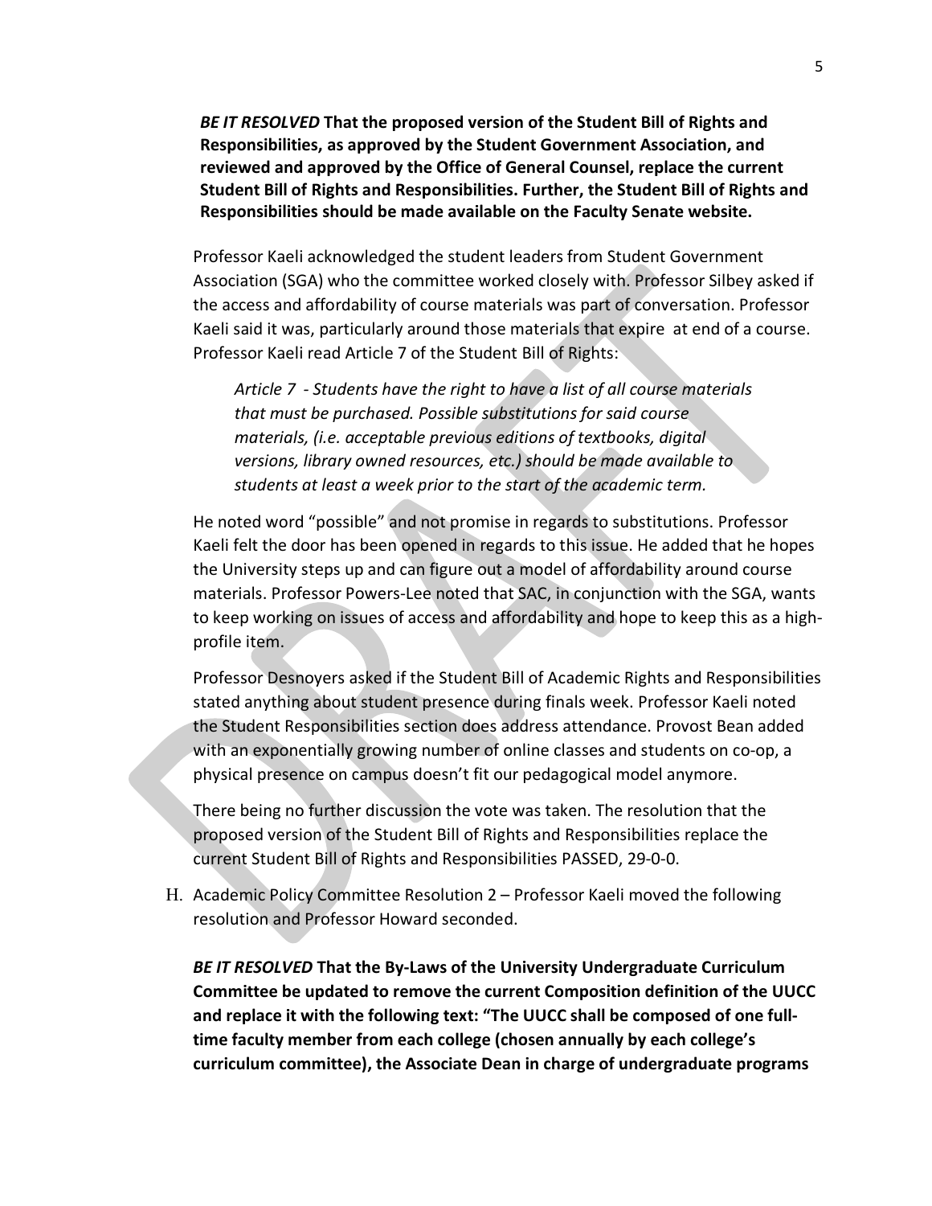***BE IT RESOLVED* That the proposed version of the Student Bill of Rights and Responsibilities, as approved by the Student Government Association, and reviewed and approved by the Office of General Counsel, replace the current Student Bill of Rights and Responsibilities. Further, the Student Bill of Rights and Responsibilities should be made available on the Faculty Senate website.**

Professor Kaeli acknowledged the student leaders from Student Government Association (SGA) who the committee worked closely with. Professor Silbey asked if the access and affordability of course materials was part of conversation. Professor Kaeli said it was, particularly around those materials that expire at end of a course. Professor Kaeli read Article 7 of the Student Bill of Rights:

> *Article 7 - Students have the right to have a list of all course materials that must be purchased. Possible substitutions for said course materials, (i.e. acceptable previous editions of textbooks, digital versions, library owned resources, etc.) should be made available to students at least a week prior to the start of the academic term.*

He noted word "possible" and not promise in regards to substitutions. Professor Kaeli felt the door has been opened in regards to this issue. He added that he hopes the University steps up and can figure out a model of affordability around course materials. Professor Powers-Lee noted that SAC, in conjunction with the SGA, wants to keep working on issues of access and affordability and hope to keep this as a high-profile item.

Professor Desnoyers asked if the Student Bill of Academic Rights and Responsibilities stated anything about student presence during finals week. Professor Kaeli noted the Student Responsibilities section does address attendance. Provost Bean added with an exponentially growing number of online classes and students on co-op, a physical presence on campus doesn't fit our pedagogical model anymore.

There being no further discussion the vote was taken. The resolution that the proposed version of the Student Bill of Rights and Responsibilities replace the current Student Bill of Rights and Responsibilities PASSED, 29-0-0.

H. Academic Policy Committee Resolution 2 – Professor Kaeli moved the following resolution and Professor Howard seconded.

***BE IT RESOLVED* That the By-Laws of the University Undergraduate Curriculum Committee be updated to remove the current Composition definition of the UUCC and replace it with the following text: "The UUCC shall be composed of one full-time faculty member from each college (chosen annually by each college's curriculum committee), the Associate Dean in charge of undergraduate programs**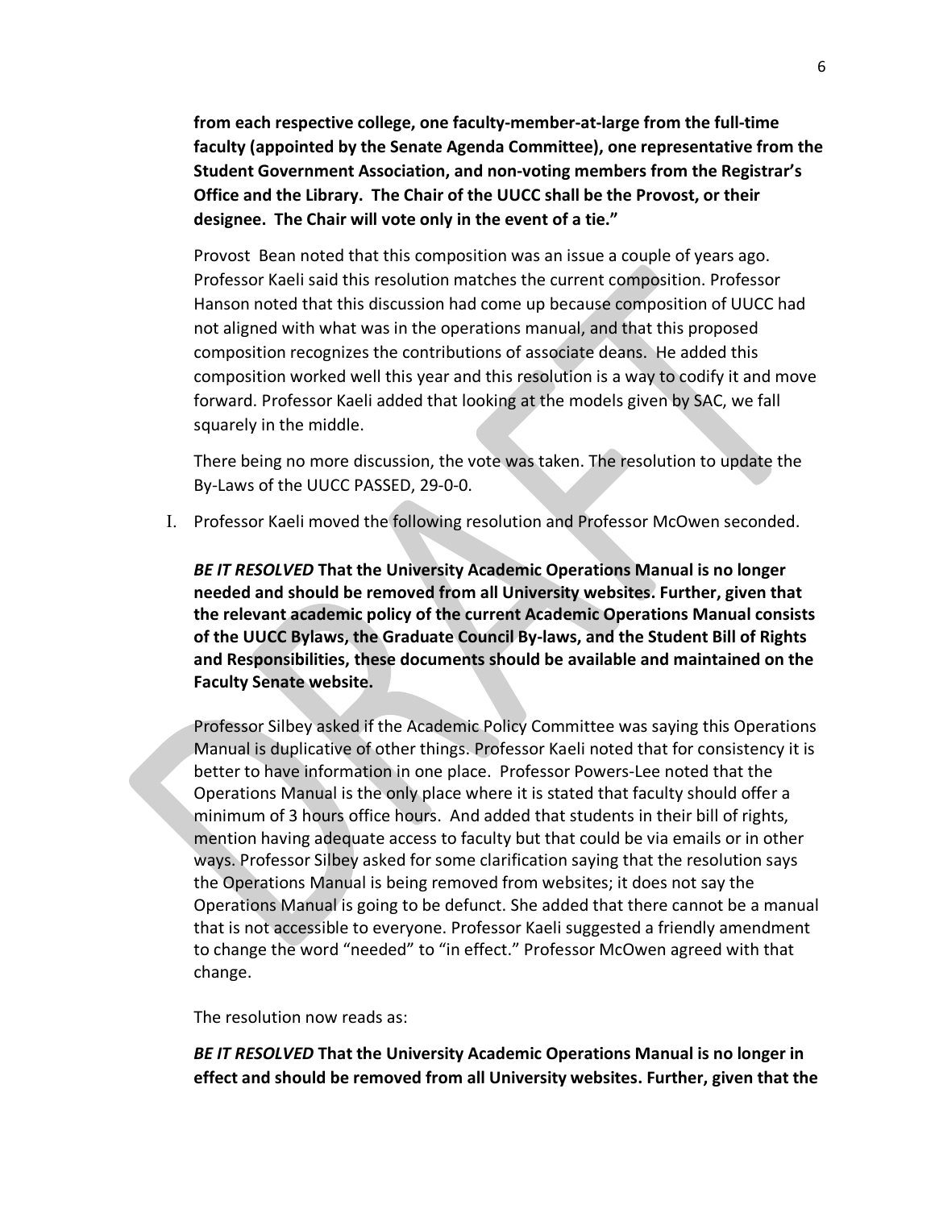**from each respective college, one faculty-member-at-large from the full-time faculty (appointed by the Senate Agenda Committee), one representative from the Student Government Association, and non-voting members from the Registrar's Office and the Library. The Chair of the UUCC shall be the Provost, or their designee. The Chair will vote only in the event of a tie."**

Provost Bean noted that this composition was an issue a couple of years ago. Professor Kaeli said this resolution matches the current composition. Professor Hanson noted that this discussion had come up because composition of UUCC had not aligned with what was in the operations manual, and that this proposed composition recognizes the contributions of associate deans. He added this composition worked well this year and this resolution is a way to codify it and move forward. Professor Kaeli added that looking at the models given by SAC, we fall squarely in the middle.

There being no more discussion, the vote was taken. The resolution to update the By-Laws of the UUCC PASSED, 29-0-0.

I. Professor Kaeli moved the following resolution and Professor McOwen seconded.

*BE IT RESOLVED* **That the University Academic Operations Manual is no longer needed and should be removed from all University websites. Further, given that the relevant academic policy of the current Academic Operations Manual consists of the UUCC Bylaws, the Graduate Council By-laws, and the Student Bill of Rights and Responsibilities, these documents should be available and maintained on the Faculty Senate website.**

Professor Silbey asked if the Academic Policy Committee was saying this Operations Manual is duplicative of other things. Professor Kaeli noted that for consistency it is better to have information in one place. Professor Powers-Lee noted that the Operations Manual is the only place where it is stated that faculty should offer a minimum of 3 hours office hours. And added that students in their bill of rights, mention having adequate access to faculty but that could be via emails or in other ways. Professor Silbey asked for some clarification saying that the resolution says the Operations Manual is being removed from websites; it does not say the Operations Manual is going to be defunct. She added that there cannot be a manual that is not accessible to everyone. Professor Kaeli suggested a friendly amendment to change the word "needed" to "in effect." Professor McOwen agreed with that change.

The resolution now reads as:

*BE IT RESOLVED* **That the University Academic Operations Manual is no longer in effect and should be removed from all University websites. Further, given that the**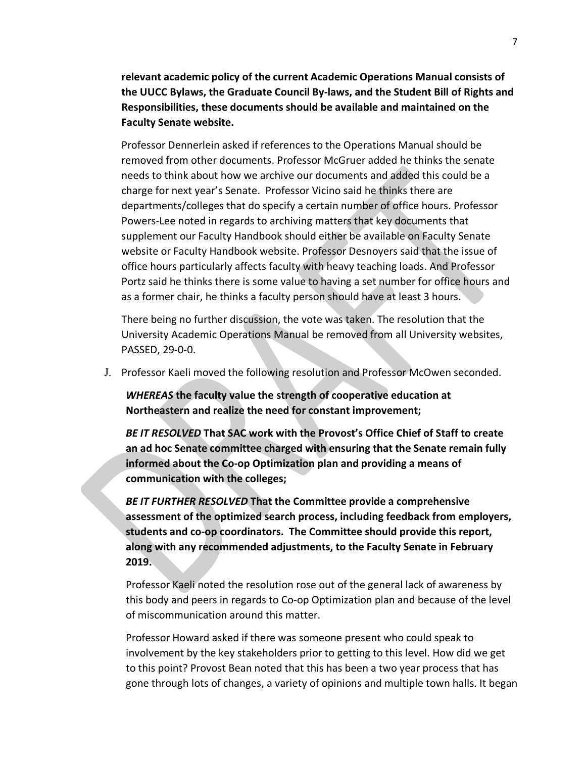**relevant academic policy of the current Academic Operations Manual consists of the UUCC Bylaws, the Graduate Council By-laws, and the Student Bill of Rights and Responsibilities, these documents should be available and maintained on the Faculty Senate website.**

Professor Dennerlein asked if references to the Operations Manual should be removed from other documents. Professor McGruer added he thinks the senate needs to think about how we archive our documents and added this could be a charge for next year's Senate. Professor Vicino said he thinks there are departments/colleges that do specify a certain number of office hours. Professor Powers-Lee noted in regards to archiving matters that key documents that supplement our Faculty Handbook should either be available on Faculty Senate website or Faculty Handbook website. Professor Desnoyers said that the issue of office hours particularly affects faculty with heavy teaching loads. And Professor Portz said he thinks there is some value to having a set number for office hours and as a former chair, he thinks a faculty person should have at least 3 hours.

There being no further discussion, the vote was taken. The resolution that the University Academic Operations Manual be removed from all University websites, PASSED, 29-0-0.

J. Professor Kaeli moved the following resolution and Professor McOwen seconded.

***WHEREAS*** **the faculty value the strength of cooperative education at Northeastern and realize the need for constant improvement;**

***BE IT RESOLVED*** **That SAC work with the Provost's Office Chief of Staff to create an ad hoc Senate committee charged with ensuring that the Senate remain fully informed about the Co-op Optimization plan and providing a means of communication with the colleges;**

***BE IT FURTHER RESOLVED*** **That the Committee provide a comprehensive assessment of the optimized search process, including feedback from employers, students and co-op coordinators. The Committee should provide this report, along with any recommended adjustments, to the Faculty Senate in February 2019.**

Professor Kaeli noted the resolution rose out of the general lack of awareness by this body and peers in regards to Co-op Optimization plan and because of the level of miscommunication around this matter.

Professor Howard asked if there was someone present who could speak to involvement by the key stakeholders prior to getting to this level. How did we get to this point? Provost Bean noted that this has been a two year process that has gone through lots of changes, a variety of opinions and multiple town halls. It began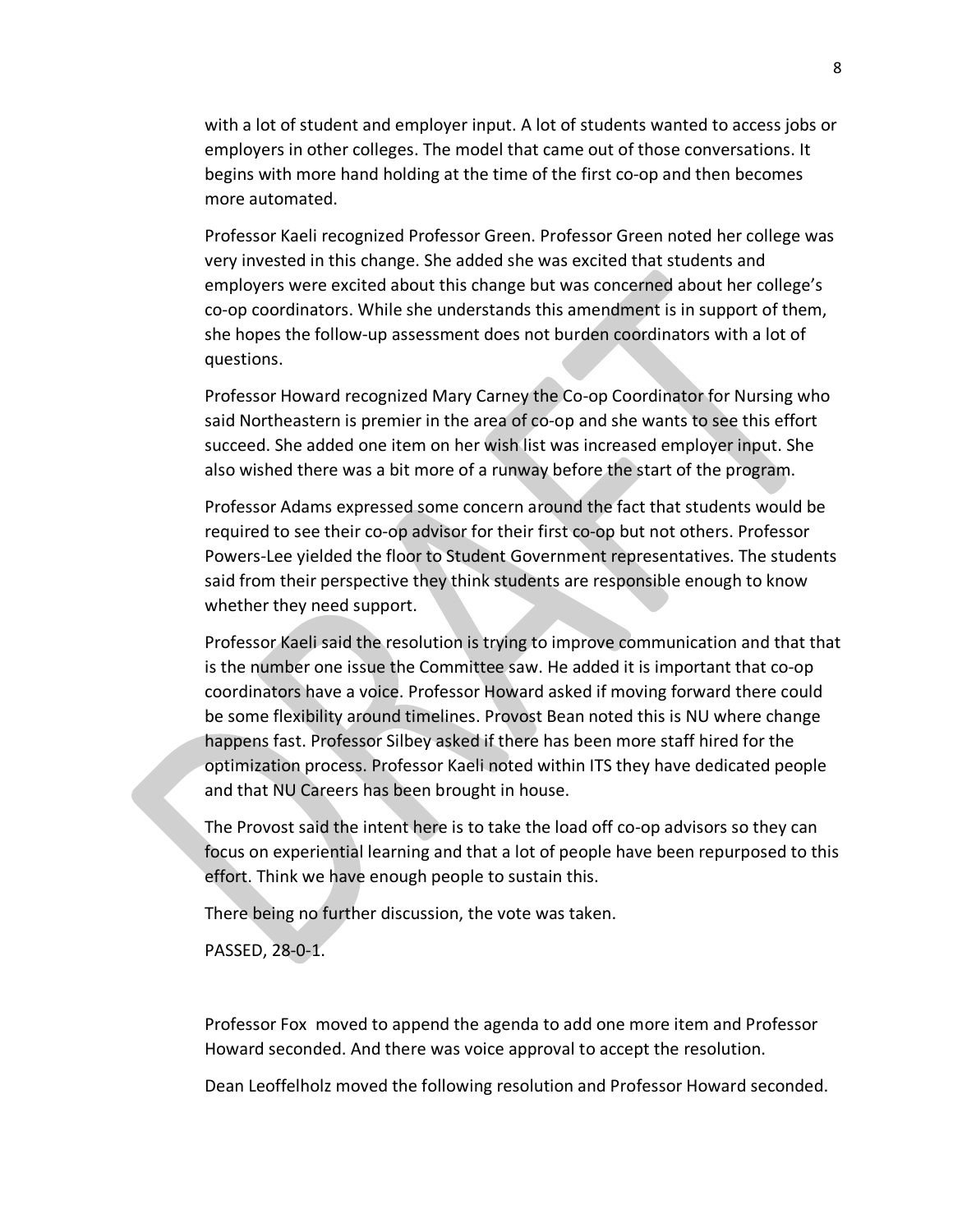with a lot of student and employer input. A lot of students wanted to access jobs or employers in other colleges. The model that came out of those conversations. It begins with more hand holding at the time of the first co-op and then becomes more automated.

Professor Kaeli recognized Professor Green. Professor Green noted her college was very invested in this change. She added she was excited that students and employers were excited about this change but was concerned about her college's co-op coordinators. While she understands this amendment is in support of them, she hopes the follow-up assessment does not burden coordinators with a lot of questions.

Professor Howard recognized Mary Carney the Co-op Coordinator for Nursing who said Northeastern is premier in the area of co-op and she wants to see this effort succeed. She added one item on her wish list was increased employer input. She also wished there was a bit more of a runway before the start of the program.

Professor Adams expressed some concern around the fact that students would be required to see their co-op advisor for their first co-op but not others. Professor Powers-Lee yielded the floor to Student Government representatives. The students said from their perspective they think students are responsible enough to know whether they need support.

Professor Kaeli said the resolution is trying to improve communication and that that is the number one issue the Committee saw. He added it is important that co-op coordinators have a voice. Professor Howard asked if moving forward there could be some flexibility around timelines. Provost Bean noted this is NU where change happens fast. Professor Silbey asked if there has been more staff hired for the optimization process. Professor Kaeli noted within ITS they have dedicated people and that NU Careers has been brought in house.

The Provost said the intent here is to take the load off co-op advisors so they can focus on experiential learning and that a lot of people have been repurposed to this effort. Think we have enough people to sustain this.

There being no further discussion, the vote was taken.

PASSED, 28-0-1.

Professor Fox moved to append the agenda to add one more item and Professor Howard seconded. And there was voice approval to accept the resolution.

Dean Leoffelholz moved the following resolution and Professor Howard seconded.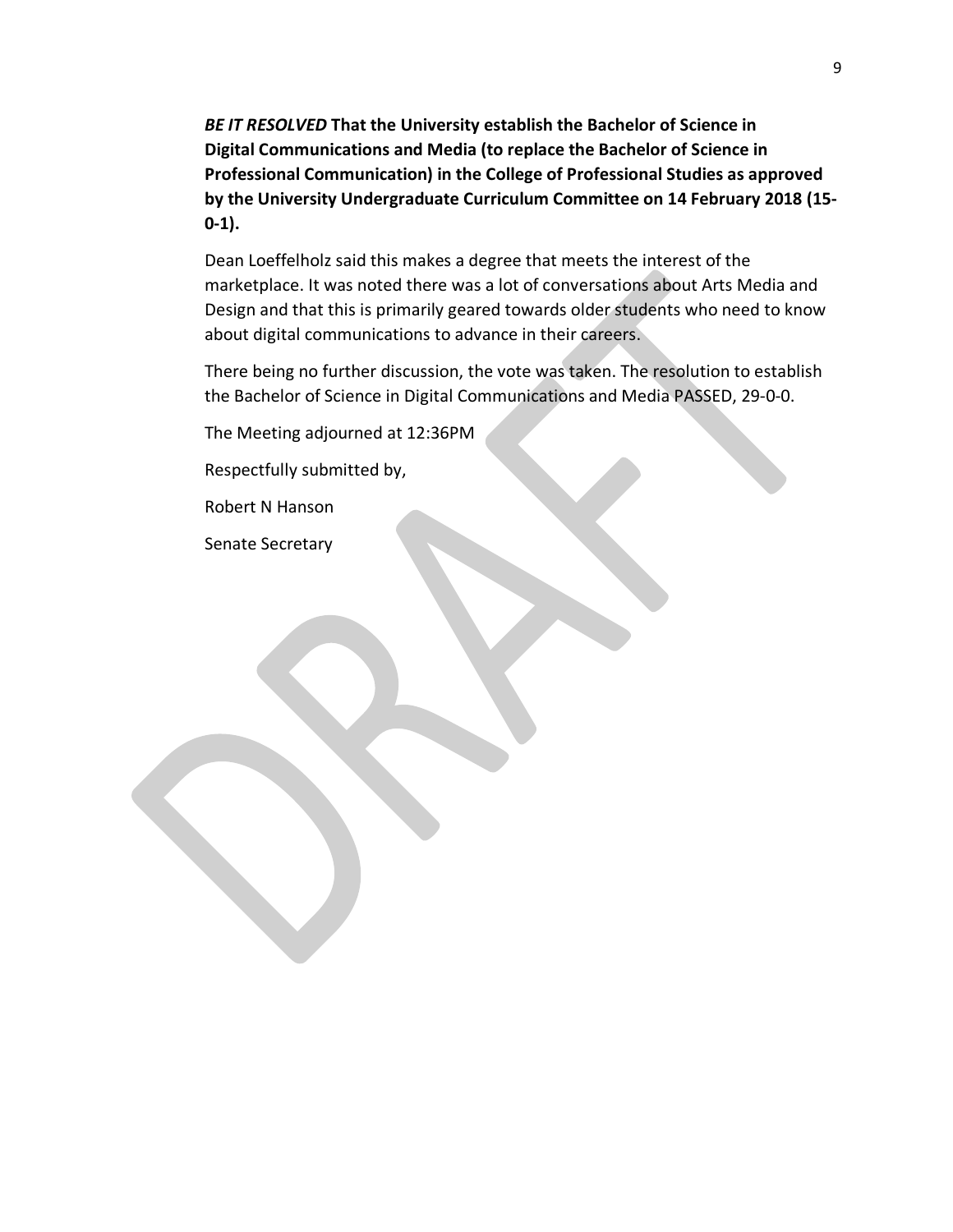***BE IT RESOLVED* That the University establish the Bachelor of Science in Digital Communications and Media (to replace the Bachelor of Science in Professional Communication) in the College of Professional Studies as approved by the University Undergraduate Curriculum Committee on 14 February 2018 (15-0-1).**

Dean Loeffelholz said this makes a degree that meets the interest of the marketplace. It was noted there was a lot of conversations about Arts Media and Design and that this is primarily geared towards older students who need to know about digital communications to advance in their careers.

There being no further discussion, the vote was taken. The resolution to establish the Bachelor of Science in Digital Communications and Media PASSED, 29-0-0.

The Meeting adjourned at 12:36PM

Respectfully submitted by,

Robert N Hanson

Senate Secretary